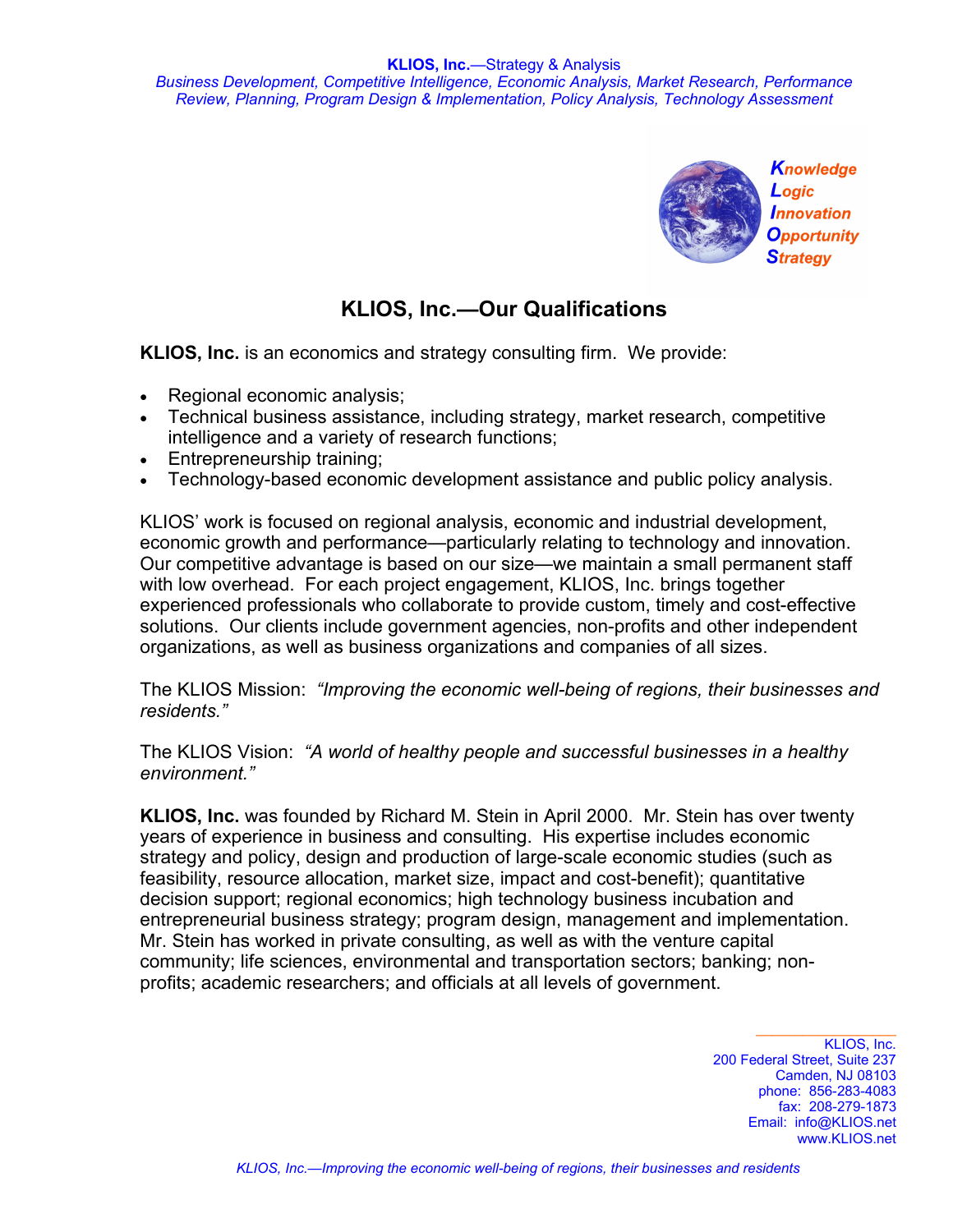**KLIOS, Inc.**—Strategy & Analysis

*Business Development, Competitive Intelligence, Economic Analysis, Market Research, Performance Review, Planning, Program Design & Implementation, Policy Analysis, Technology Assessment*

***K**nowledge*
***L**ogic*
***I**nnovation*
***O**pportunity*
***S**trategy*

# KLIOS, Inc.—Our Qualifications

**KLIOS, Inc.** is an economics and strategy consulting firm. We provide:

- Regional economic analysis;
- Technical business assistance, including strategy, market research, competitive intelligence and a variety of research functions;
- Entrepreneurship training;
- Technology-based economic development assistance and public policy analysis.

KLIOS' work is focused on regional analysis, economic and industrial development, economic growth and performance—particularly relating to technology and innovation. Our competitive advantage is based on our size—we maintain a small permanent staff with low overhead. For each project engagement, KLIOS, Inc. brings together experienced professionals who collaborate to provide custom, timely and cost-effective solutions. Our clients include government agencies, non-profits and other independent organizations, as well as business organizations and companies of all sizes.

The KLIOS Mission: *"Improving the economic well-being of regions, their businesses and residents."*

The KLIOS Vision: *"A world of healthy people and successful businesses in a healthy environment."*

**KLIOS, Inc.** was founded by Richard M. Stein in April 2000. Mr. Stein has over twenty years of experience in business and consulting. His expertise includes economic strategy and policy, design and production of large-scale economic studies (such as feasibility, resource allocation, market size, impact and cost-benefit); quantitative decision support; regional economics; high technology business incubation and entrepreneurial business strategy; program design, management and implementation. Mr. Stein has worked in private consulting, as well as with the venture capital community; life sciences, environmental and transportation sectors; banking; non-profits; academic researchers; and officials at all levels of government.

KLIOS, Inc.
200 Federal Street, Suite 237
Camden, NJ 08103
phone: 856-283-4083
fax: 208-279-1873
Email: info@KLIOS.net
www.KLIOS.net

*KLIOS, Inc.—Improving the economic well-being of regions, their businesses and residents*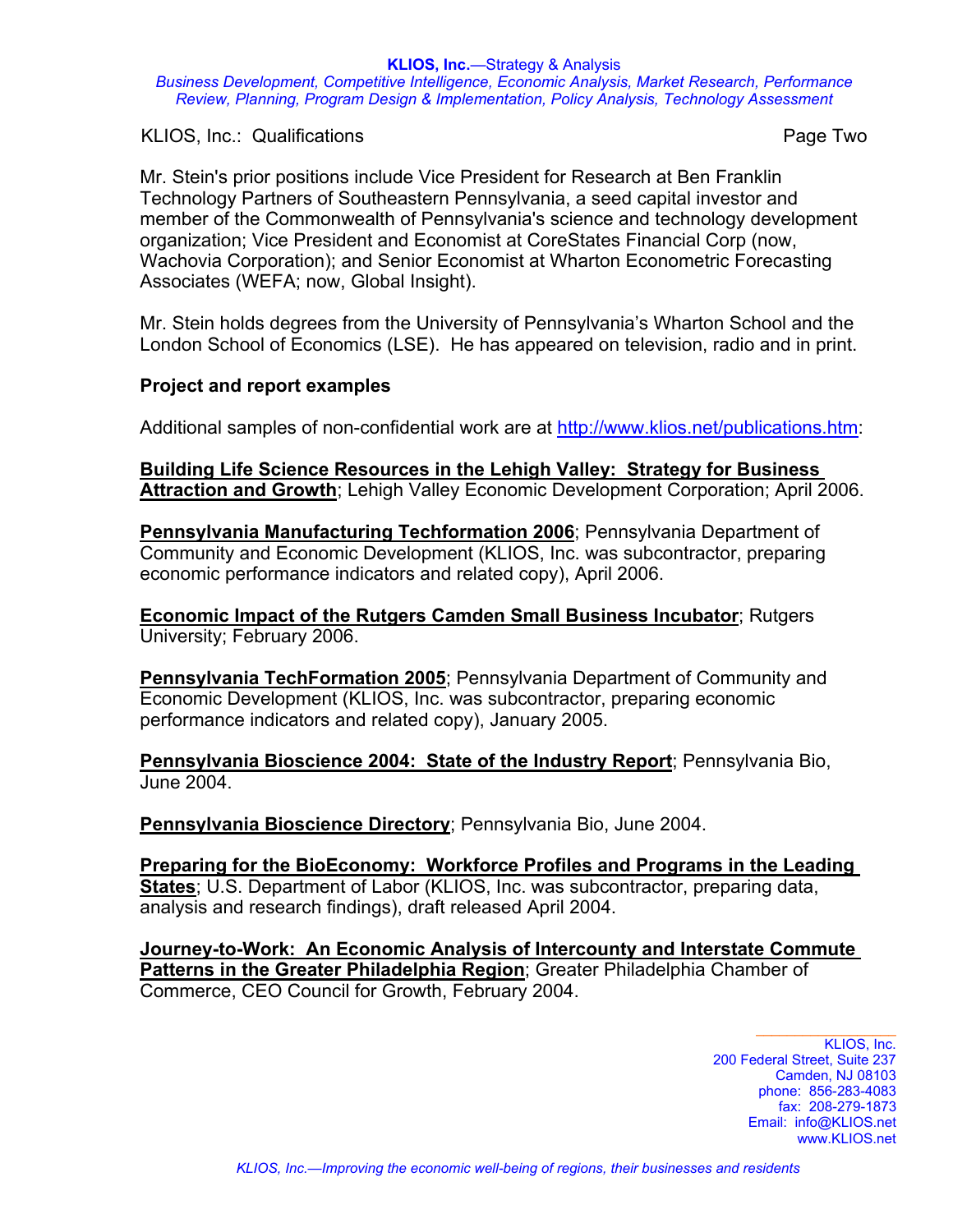Mr. Stein's prior positions include Vice President for Research at Ben Franklin Technology Partners of Southeastern Pennsylvania, a seed capital investor and member of the Commonwealth of Pennsylvania's science and technology development organization; Vice President and Economist at CoreStates Financial Corp (now, Wachovia Corporation); and Senior Economist at Wharton Econometric Forecasting Associates (WEFA; now, Global Insight).

Mr. Stein holds degrees from the University of Pennsylvania's Wharton School and the London School of Economics (LSE). He has appeared on television, radio and in print.

**Project and report examples**

Additional samples of non-confidential work are at http://www.klios.net/publications.htm:

**Building Life Science Resources in the Lehigh Valley: Strategy for Business Attraction and Growth**; Lehigh Valley Economic Development Corporation; April 2006.

**Pennsylvania Manufacturing Techformation 2006**; Pennsylvania Department of Community and Economic Development (KLIOS, Inc. was subcontractor, preparing economic performance indicators and related copy), April 2006.

**Economic Impact of the Rutgers Camden Small Business Incubator**; Rutgers University; February 2006.

**Pennsylvania TechFormation 2005**; Pennsylvania Department of Community and Economic Development (KLIOS, Inc. was subcontractor, preparing economic performance indicators and related copy), January 2005.

**Pennsylvania Bioscience 2004: State of the Industry Report**; Pennsylvania Bio, June 2004.

**Pennsylvania Bioscience Directory**; Pennsylvania Bio, June 2004.

**Preparing for the BioEconomy: Workforce Profiles and Programs in the Leading States**; U.S. Department of Labor (KLIOS, Inc. was subcontractor, preparing data, analysis and research findings), draft released April 2004.

**Journey-to-Work: An Economic Analysis of Intercounty and Interstate Commute Patterns in the Greater Philadelphia Region**; Greater Philadelphia Chamber of Commerce, CEO Council for Growth, February 2004.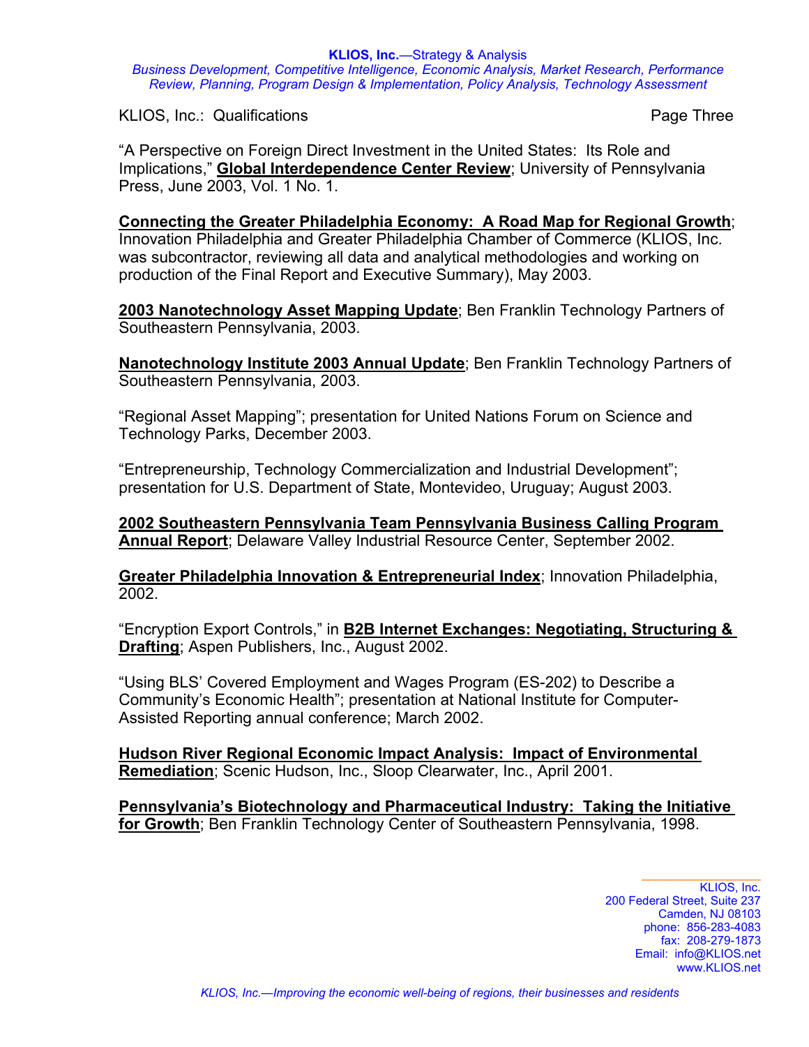"A Perspective on Foreign Direct Investment in the United States: Its Role and Implications," **Global Interdependence Center Review**; University of Pennsylvania Press, June 2003, Vol. 1 No. 1.

**Connecting the Greater Philadelphia Economy: A Road Map for Regional Growth**; Innovation Philadelphia and Greater Philadelphia Chamber of Commerce (KLIOS, Inc. was subcontractor, reviewing all data and analytical methodologies and working on production of the Final Report and Executive Summary), May 2003.

**2003 Nanotechnology Asset Mapping Update**; Ben Franklin Technology Partners of Southeastern Pennsylvania, 2003.

**Nanotechnology Institute 2003 Annual Update**; Ben Franklin Technology Partners of Southeastern Pennsylvania, 2003.

"Regional Asset Mapping"; presentation for United Nations Forum on Science and Technology Parks, December 2003.

"Entrepreneurship, Technology Commercialization and Industrial Development"; presentation for U.S. Department of State, Montevideo, Uruguay; August 2003.

**2002 Southeastern Pennsylvania Team Pennsylvania Business Calling Program Annual Report**; Delaware Valley Industrial Resource Center, September 2002.

**Greater Philadelphia Innovation & Entrepreneurial Index**; Innovation Philadelphia, 2002.

"Encryption Export Controls," in **B2B Internet Exchanges: Negotiating, Structuring & Drafting**; Aspen Publishers, Inc., August 2002.

"Using BLS' Covered Employment and Wages Program (ES-202) to Describe a Community's Economic Health"; presentation at National Institute for Computer-Assisted Reporting annual conference; March 2002.

**Hudson River Regional Economic Impact Analysis: Impact of Environmental Remediation**; Scenic Hudson, Inc., Sloop Clearwater, Inc., April 2001.

**Pennsylvania's Biotechnology and Pharmaceutical Industry: Taking the Initiative for Growth**; Ben Franklin Technology Center of Southeastern Pennsylvania, 1998.